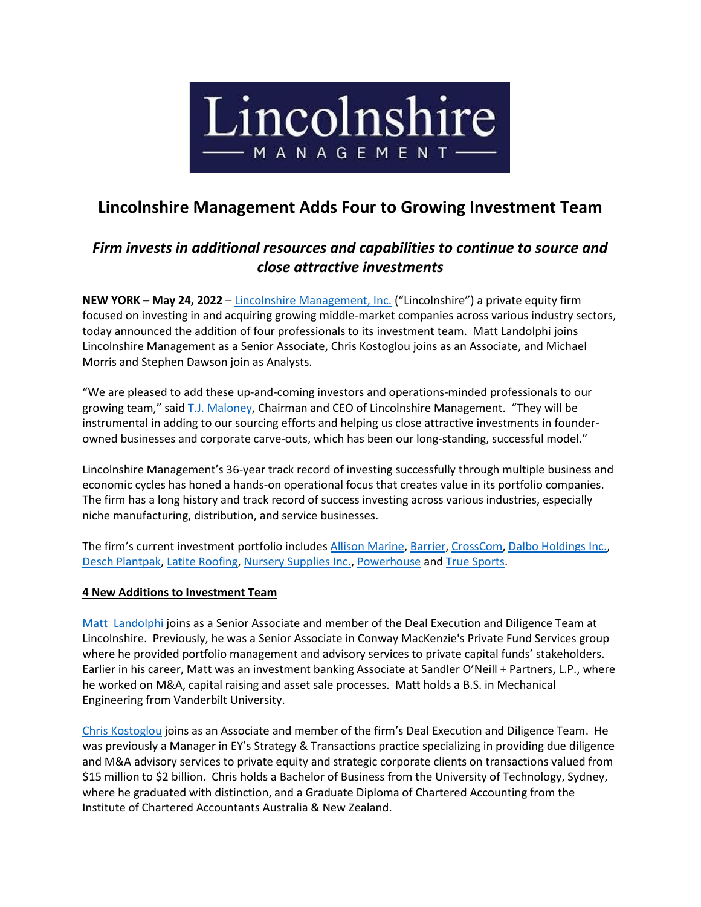# Lincolnshire Management Adds Four to Growing Investment Team

## *Firm invests in additional resources and capabilities to continue to source and close attractive investments*

**NEW YORK – May 24, 2022** – Lincolnshire Management, Inc. ("Lincolnshire") a private equity firm focused on investing in and acquiring growing middle-market companies across various industry sectors, today announced the addition of four professionals to its investment team. Matt Landolphi joins Lincolnshire Management as a Senior Associate, Chris Kostoglou joins as an Associate, and Michael Morris and Stephen Dawson join as Analysts.

"We are pleased to add these up-and-coming investors and operations-minded professionals to our growing team," said T.J. Maloney, Chairman and CEO of Lincolnshire Management. "They will be instrumental in adding to our sourcing efforts and helping us close attractive investments in founder-owned businesses and corporate carve-outs, which has been our long-standing, successful model."

Lincolnshire Management's 36-year track record of investing successfully through multiple business and economic cycles has honed a hands-on operational focus that creates value in its portfolio companies. The firm has a long history and track record of success investing across various industries, especially niche manufacturing, distribution, and service businesses.

The firm's current investment portfolio includes Allison Marine, Barrier, CrossCom, Dalbo Holdings Inc., Desch Plantpak, Latite Roofing, Nursery Supplies Inc., Powerhouse and True Sports.

**4 New Additions to Investment Team**

Matt Landolphi joins as a Senior Associate and member of the Deal Execution and Diligence Team at Lincolnshire. Previously, he was a Senior Associate in Conway MacKenzie's Private Fund Services group where he provided portfolio management and advisory services to private capital funds' stakeholders. Earlier in his career, Matt was an investment banking Associate at Sandler O'Neill + Partners, L.P., where he worked on M&A, capital raising and asset sale processes. Matt holds a B.S. in Mechanical Engineering from Vanderbilt University.

Chris Kostoglou joins as an Associate and member of the firm's Deal Execution and Diligence Team. He was previously a Manager in EY's Strategy & Transactions practice specializing in providing due diligence and M&A advisory services to private equity and strategic corporate clients on transactions valued from $15 million to $2 billion. Chris holds a Bachelor of Business from the University of Technology, Sydney, where he graduated with distinction, and a Graduate Diploma of Chartered Accounting from the Institute of Chartered Accountants Australia & New Zealand.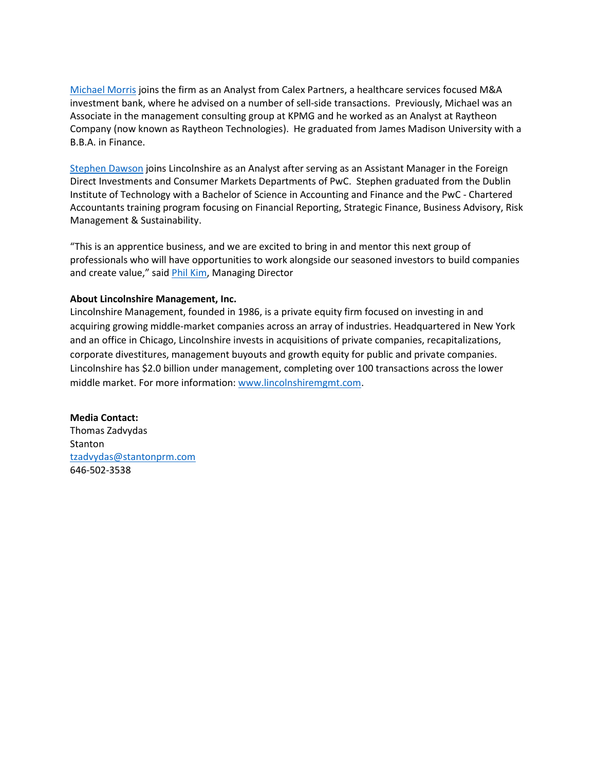[Michael Morris](#) joins the firm as an Analyst from Calex Partners, a healthcare services focused M&A investment bank, where he advised on a number of sell-side transactions. Previously, Michael was an Associate in the management consulting group at KPMG and he worked as an Analyst at Raytheon Company (now known as Raytheon Technologies). He graduated from James Madison University with a B.B.A. in Finance.

[Stephen Dawson](#) joins Lincolnshire as an Analyst after serving as an Assistant Manager in the Foreign Direct Investments and Consumer Markets Departments of PwC. Stephen graduated from the Dublin Institute of Technology with a Bachelor of Science in Accounting and Finance and the PwC - Chartered Accountants training program focusing on Financial Reporting, Strategic Finance, Business Advisory, Risk Management & Sustainability.

"This is an apprentice business, and we are excited to bring in and mentor this next group of professionals who will have opportunities to work alongside our seasoned investors to build companies and create value," said [Phil Kim](#), Managing Director

**About Lincolnshire Management, Inc.**

Lincolnshire Management, founded in 1986, is a private equity firm focused on investing in and acquiring growing middle-market companies across an array of industries. Headquartered in New York and an office in Chicago, Lincolnshire invests in acquisitions of private companies, recapitalizations, corporate divestitures, management buyouts and growth equity for public and private companies. Lincolnshire has $2.0 billion under management, completing over 100 transactions across the lower middle market. For more information: [www.lincolnshiremgmt.com](http://www.lincolnshiremgmt.com).

**Media Contact:**
Thomas Zadvydas
Stanton
[tzadvydas@stantonprm.com](mailto:tzadvydas@stantonprm.com)
646-502-3538